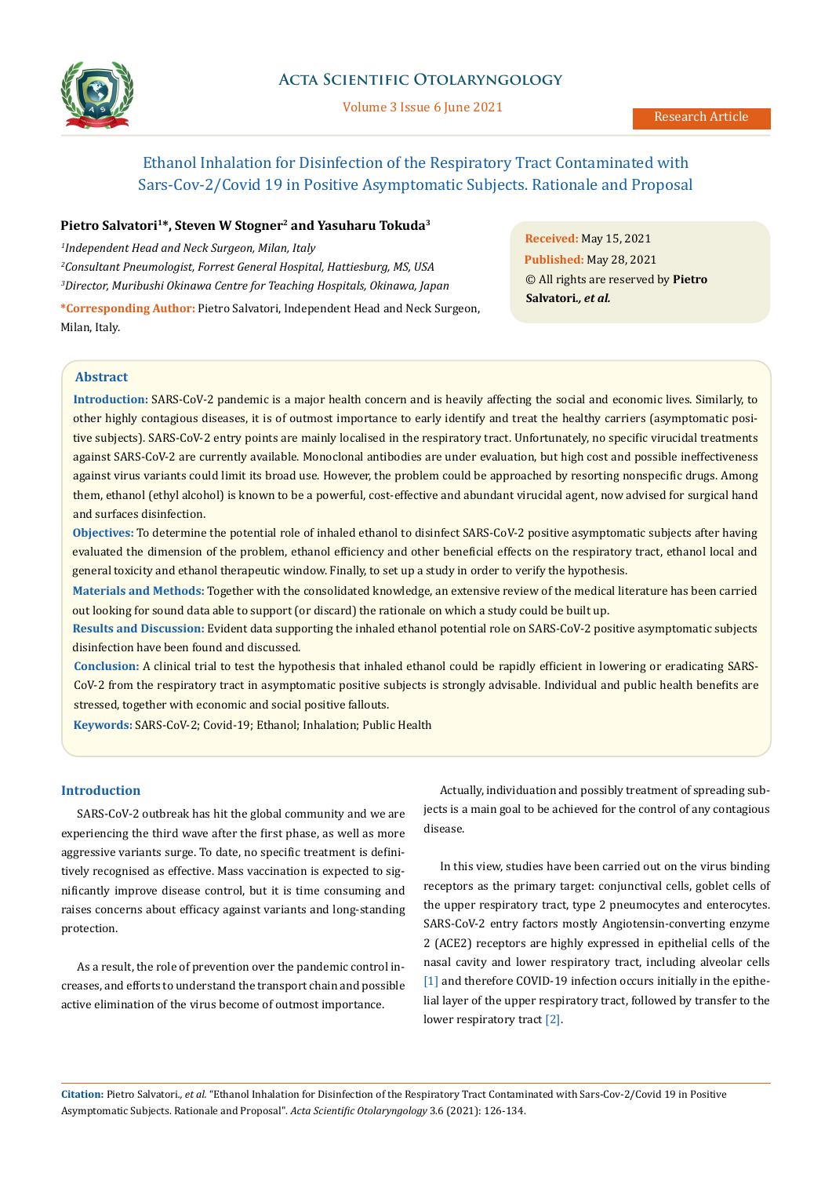# Ethanol Inhalation for Disinfection of the Respiratory Tract Contaminated with Sars-Cov-2/Covid 19 in Positive Asymptomatic Subjects. Rationale and Proposal

**Pietro Salvatori[1]*, Steven W Stogner[2] and Yasuharu Tokuda[3]**

[1]*Independent Head and Neck Surgeon, Milan, Italy*

[2]*Consultant Pneumologist, Forrest General Hospital, Hattiesburg, MS, USA*

[3]*Director, Muribushi Okinawa Centre for Teaching Hospitals, Okinawa, Japan*

**\*Corresponding Author:** Pietro Salvatori, Independent Head and Neck Surgeon, Milan, Italy.

**Received:** May 15, 2021
**Published:** May 28, 2021
© All rights are reserved by **Pietro Salvatori., *et al.***

## Abstract

**Introduction:** SARS-CoV-2 pandemic is a major health concern and is heavily affecting the social and economic lives. Similarly, to other highly contagious diseases, it is of outmost importance to early identify and treat the healthy carriers (asymptomatic positive subjects). SARS-CoV-2 entry points are mainly localised in the respiratory tract. Unfortunately, no specific virucidal treatments against SARS-CoV-2 are currently available. Monoclonal antibodies are under evaluation, but high cost and possible ineffectiveness against virus variants could limit its broad use. However, the problem could be approached by resorting nonspecific drugs. Among them, ethanol (ethyl alcohol) is known to be a powerful, cost-effective and abundant virucidal agent, now advised for surgical hand and surfaces disinfection.

**Objectives:** To determine the potential role of inhaled ethanol to disinfect SARS-CoV-2 positive asymptomatic subjects after having evaluated the dimension of the problem, ethanol efficiency and other beneficial effects on the respiratory tract, ethanol local and general toxicity and ethanol therapeutic window. Finally, to set up a study in order to verify the hypothesis.

**Materials and Methods:** Together with the consolidated knowledge, an extensive review of the medical literature has been carried out looking for sound data able to support (or discard) the rationale on which a study could be built up.

**Results and Discussion:** Evident data supporting the inhaled ethanol potential role on SARS-CoV-2 positive asymptomatic subjects disinfection have been found and discussed.

**Conclusion:** A clinical trial to test the hypothesis that inhaled ethanol could be rapidly efficient in lowering or eradicating SARS-CoV-2 from the respiratory tract in asymptomatic positive subjects is strongly advisable. Individual and public health benefits are stressed, together with economic and social positive fallouts.

**Keywords:** SARS-CoV-2; Covid-19; Ethanol; Inhalation; Public Health

## Introduction

SARS-CoV-2 outbreak has hit the global community and we are experiencing the third wave after the first phase, as well as more aggressive variants surge. To date, no specific treatment is definitively recognised as effective. Mass vaccination is expected to significantly improve disease control, but it is time consuming and raises concerns about efficacy against variants and long-standing protection.

As a result, the role of prevention over the pandemic control increases, and efforts to understand the transport chain and possible active elimination of the virus become of outmost importance.

Actually, individuation and possibly treatment of spreading subjects is a main goal to be achieved for the control of any contagious disease.

In this view, studies have been carried out on the virus binding receptors as the primary target: conjunctival cells, goblet cells of the upper respiratory tract, type 2 pneumocytes and enterocytes. SARS-CoV-2 entry factors mostly Angiotensin-converting enzyme 2 (ACE2) receptors are highly expressed in epithelial cells of the nasal cavity and lower respiratory tract, including alveolar cells [1] and therefore COVID-19 infection occurs initially in the epithelial layer of the upper respiratory tract, followed by transfer to the lower respiratory tract [2].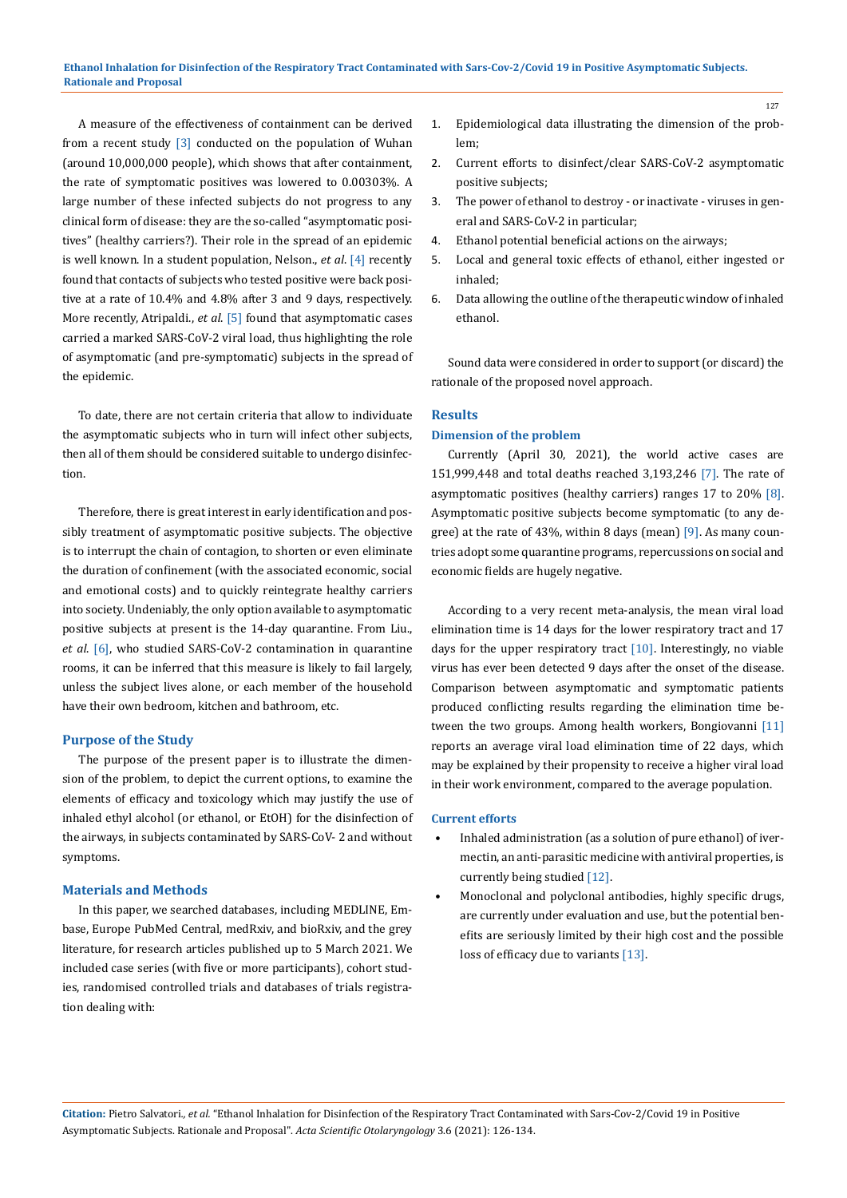A measure of the effectiveness of containment can be derived from a recent study [3] conducted on the population of Wuhan (around 10,000,000 people), which shows that after containment, the rate of symptomatic positives was lowered to 0.00303%. A large number of these infected subjects do not progress to any clinical form of disease: they are the so-called "asymptomatic positives" (healthy carriers?). Their role in the spread of an epidemic is well known. In a student population, Nelson., *et al*. [4] recently found that contacts of subjects who tested positive were back positive at a rate of 10.4% and 4.8% after 3 and 9 days, respectively. More recently, Atripaldi., *et al*. [5] found that asymptomatic cases carried a marked SARS-CoV-2 viral load, thus highlighting the role of asymptomatic (and pre-symptomatic) subjects in the spread of the epidemic.

To date, there are not certain criteria that allow to individuate the asymptomatic subjects who in turn will infect other subjects, then all of them should be considered suitable to undergo disinfection.

Therefore, there is great interest in early identification and possibly treatment of asymptomatic positive subjects. The objective is to interrupt the chain of contagion, to shorten or even eliminate the duration of confinement (with the associated economic, social and emotional costs) and to quickly reintegrate healthy carriers into society. Undeniably, the only option available to asymptomatic positive subjects at present is the 14-day quarantine. From Liu., *et al*. [6], who studied SARS-CoV-2 contamination in quarantine rooms, it can be inferred that this measure is likely to fail largely, unless the subject lives alone, or each member of the household have their own bedroom, kitchen and bathroom, etc.

## Purpose of the Study

The purpose of the present paper is to illustrate the dimension of the problem, to depict the current options, to examine the elements of efficacy and toxicology which may justify the use of inhaled ethyl alcohol (or ethanol, or EtOH) for the disinfection of the airways, in subjects contaminated by SARS-CoV- 2 and without symptoms.

## Materials and Methods

In this paper, we searched databases, including MEDLINE, Embase, Europe PubMed Central, medRxiv, and bioRxiv, and the grey literature, for research articles published up to 5 March 2021. We included case series (with five or more participants), cohort studies, randomised controlled trials and databases of trials registration dealing with:

1. Epidemiological data illustrating the dimension of the problem;
2. Current efforts to disinfect/clear SARS-CoV-2 asymptomatic positive subjects;
3. The power of ethanol to destroy - or inactivate - viruses in general and SARS-CoV-2 in particular;
4. Ethanol potential beneficial actions on the airways;
5. Local and general toxic effects of ethanol, either ingested or inhaled;
6. Data allowing the outline of the therapeutic window of inhaled ethanol.

Sound data were considered in order to support (or discard) the rationale of the proposed novel approach.

## Results

### Dimension of the problem

Currently (April 30, 2021), the world active cases are 151,999,448 and total deaths reached 3,193,246 [7]. The rate of asymptomatic positives (healthy carriers) ranges 17 to 20% [8]. Asymptomatic positive subjects become symptomatic (to any degree) at the rate of 43%, within 8 days (mean) [9]. As many countries adopt some quarantine programs, repercussions on social and economic fields are hugely negative.

According to a very recent meta-analysis, the mean viral load elimination time is 14 days for the lower respiratory tract and 17 days for the upper respiratory tract [10]. Interestingly, no viable virus has ever been detected 9 days after the onset of the disease. Comparison between asymptomatic and symptomatic patients produced conflicting results regarding the elimination time between the two groups. Among health workers, Bongiovanni [11] reports an average viral load elimination time of 22 days, which may be explained by their propensity to receive a higher viral load in their work environment, compared to the average population.

### Current efforts

- Inhaled administration (as a solution of pure ethanol) of ivermectin, an anti-parasitic medicine with antiviral properties, is currently being studied [12].
- Monoclonal and polyclonal antibodies, highly specific drugs, are currently under evaluation and use, but the potential benefits are seriously limited by their high cost and the possible loss of efficacy due to variants [13].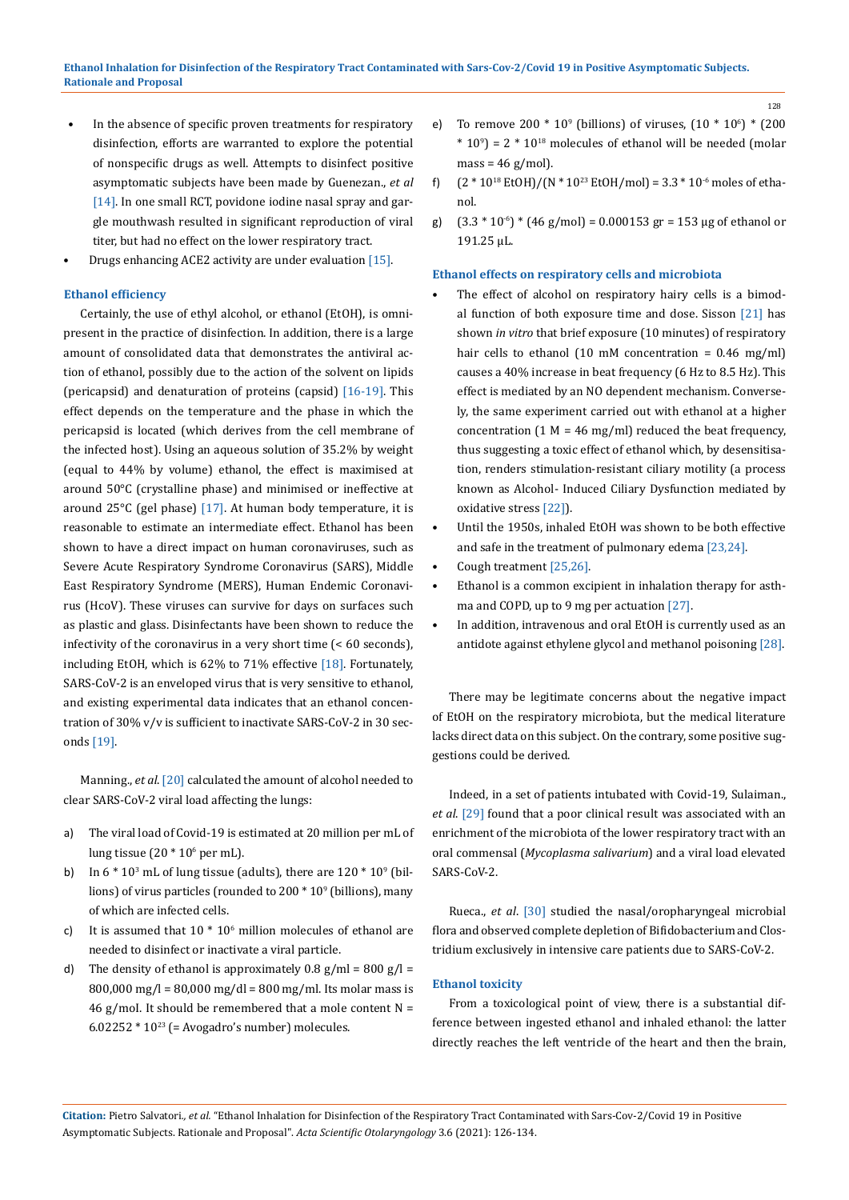- In the absence of specific proven treatments for respiratory disinfection, efforts are warranted to explore the potential of nonspecific drugs as well. Attempts to disinfect positive asymptomatic subjects have been made by Guenezan., *et al* [14]. In one small RCT, povidone iodine nasal spray and gargle mouthwash resulted in significant reproduction of viral titer, but had no effect on the lower respiratory tract.
- Drugs enhancing ACE2 activity are under evaluation [15].

### Ethanol efficiency

Certainly, the use of ethyl alcohol, or ethanol (EtOH), is omnipresent in the practice of disinfection. In addition, there is a large amount of consolidated data that demonstrates the antiviral action of ethanol, possibly due to the action of the solvent on lipids (pericapsid) and denaturation of proteins (capsid) [16-19]. This effect depends on the temperature and the phase in which the pericapsid is located (which derives from the cell membrane of the infected host). Using an aqueous solution of 35.2% by weight (equal to 44% by volume) ethanol, the effect is maximised at around 50°C (crystalline phase) and minimised or ineffective at around 25°C (gel phase) [17]. At human body temperature, it is reasonable to estimate an intermediate effect. Ethanol has been shown to have a direct impact on human coronaviruses, such as Severe Acute Respiratory Syndrome Coronavirus (SARS), Middle East Respiratory Syndrome (MERS), Human Endemic Coronavirus (HcoV). These viruses can survive for days on surfaces such as plastic and glass. Disinfectants have been shown to reduce the infectivity of the coronavirus in a very short time (< 60 seconds), including EtOH, which is 62% to 71% effective [18]. Fortunately, SARS-CoV-2 is an enveloped virus that is very sensitive to ethanol, and existing experimental data indicates that an ethanol concentration of 30% v/v is sufficient to inactivate SARS-CoV-2 in 30 seconds [19].

Manning., *et al*. [20] calculated the amount of alcohol needed to clear SARS-CoV-2 viral load affecting the lungs:

a) The viral load of Covid-19 is estimated at 20 million per mL of lung tissue ($20 * 10^6$ per mL).

b) In $6 * 10^3$ mL of lung tissue (adults), there are $120 * 10^9$ (billions) of virus particles (rounded to $200 * 10^9$ (billions), many of which are infected cells.

c) It is assumed that $10 * 10^6$ million molecules of ethanol are needed to disinfect or inactivate a viral particle.

d) The density of ethanol is approximately 0.8 g/ml = 800 g/l = 800,000 mg/l = 80,000 mg/dl = 800 mg/ml. Its molar mass is 46 g/mol. It should be remembered that a mole content N = $6.02252 * 10^{23}$ (= Avogadro's number) molecules.

e) To remove $200 * 10^9$ (billions) of viruses, $(10 * 10^6) * (200 * 10^9) = 2 * 10^{18}$ molecules of ethanol will be needed (molar mass = 46 g/mol).

f) $(2 * 10^{18}$ EtOH$)/(N * 10^{23}$ EtOH/mol$) = 3.3 * 10^{-6}$ moles of ethanol.

g) $(3.3 * 10^{-6}) * (46$ g/mol$) = 0.000153$ gr = 153 μg of ethanol or 191.25 μL.

### Ethanol effects on respiratory cells and microbiota

- The effect of alcohol on respiratory hairy cells is a bimodal function of both exposure time and dose. Sisson [21] has shown *in vitro* that brief exposure (10 minutes) of respiratory hair cells to ethanol (10 mM concentration = 0.46 mg/ml) causes a 40% increase in beat frequency (6 Hz to 8.5 Hz). This effect is mediated by an NO dependent mechanism. Conversely, the same experiment carried out with ethanol at a higher concentration (1 M = 46 mg/ml) reduced the beat frequency, thus suggesting a toxic effect of ethanol which, by desensitisation, renders stimulation-resistant ciliary motility (a process known as Alcohol- Induced Ciliary Dysfunction mediated by oxidative stress [22]).
- Until the 1950s, inhaled EtOH was shown to be both effective and safe in the treatment of pulmonary edema [23,24].
- Cough treatment [25,26].
- Ethanol is a common excipient in inhalation therapy for asthma and COPD, up to 9 mg per actuation [27].
- In addition, intravenous and oral EtOH is currently used as an antidote against ethylene glycol and methanol poisoning [28].

There may be legitimate concerns about the negative impact of EtOH on the respiratory microbiota, but the medical literature lacks direct data on this subject. On the contrary, some positive suggestions could be derived.

Indeed, in a set of patients intubated with Covid-19, Sulaiman., *et al*. [29] found that a poor clinical result was associated with an enrichment of the microbiota of the lower respiratory tract with an oral commensal (*Mycoplasma salivarium*) and a viral load elevated SARS-CoV-2.

Rueca., *et al*. [30] studied the nasal/oropharyngeal microbial flora and observed complete depletion of Bifidobacterium and Clostridium exclusively in intensive care patients due to SARS-CoV-2.

### Ethanol toxicity

From a toxicological point of view, there is a substantial difference between ingested ethanol and inhaled ethanol: the latter directly reaches the left ventricle of the heart and then the brain,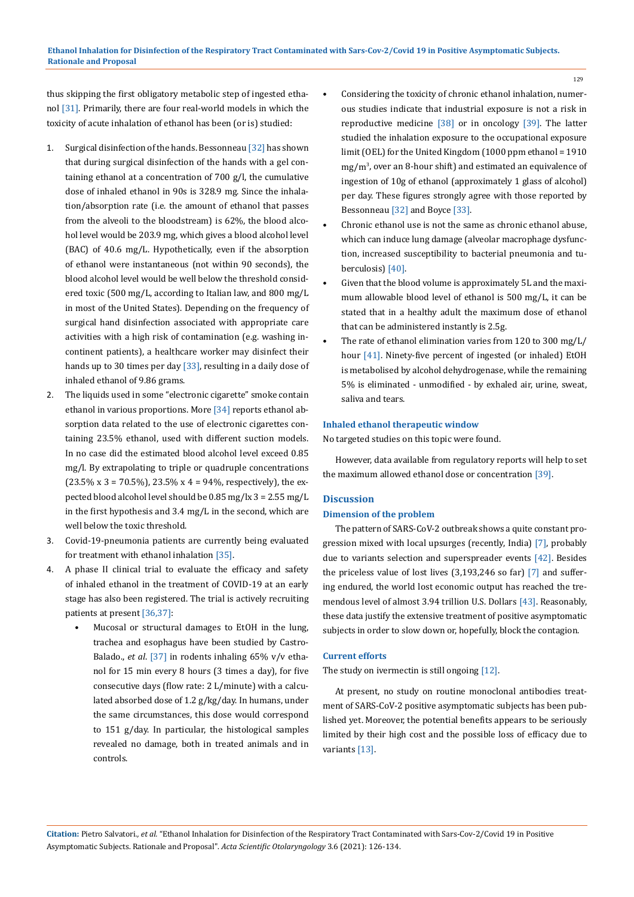thus skipping the first obligatory metabolic step of ingested ethanol [31]. Primarily, there are four real-world models in which the toxicity of acute inhalation of ethanol has been (or is) studied:

1. Surgical disinfection of the hands. Bessonneau [32] has shown that during surgical disinfection of the hands with a gel containing ethanol at a concentration of 700 g/l, the cumulative dose of inhaled ethanol in 90s is 328.9 mg. Since the inhalation/absorption rate (i.e. the amount of ethanol that passes from the alveoli to the bloodstream) is 62%, the blood alcohol level would be 203.9 mg, which gives a blood alcohol level (BAC) of 40.6 mg/L. Hypothetically, even if the absorption of ethanol were instantaneous (not within 90 seconds), the blood alcohol level would be well below the threshold considered toxic (500 mg/L, according to Italian law, and 800 mg/L in most of the United States). Depending on the frequency of surgical hand disinfection associated with appropriate care activities with a high risk of contamination (e.g. washing incontinent patients), a healthcare worker may disinfect their hands up to 30 times per day [33], resulting in a daily dose of inhaled ethanol of 9.86 grams.
2. The liquids used in some "electronic cigarette" smoke contain ethanol in various proportions. More [34] reports ethanol absorption data related to the use of electronic cigarettes containing 23.5% ethanol, used with different suction models. In no case did the estimated blood alcohol level exceed 0.85 mg/l. By extrapolating to triple or quadruple concentrations (23.5% x 3 = 70.5%), 23.5% x 4 = 94%, respectively), the expected blood alcohol level should be 0.85 mg/lx 3 = 2.55 mg/L in the first hypothesis and 3.4 mg/L in the second, which are well below the toxic threshold.
3. Covid-19-pneumonia patients are currently being evaluated for treatment with ethanol inhalation [35].
4. A phase II clinical trial to evaluate the efficacy and safety of inhaled ethanol in the treatment of COVID-19 at an early stage has also been registered. The trial is actively recruiting patients at present [36,37]:
   - Mucosal or structural damages to EtOH in the lung, trachea and esophagus have been studied by Castro-Balado., *et al*. [37] in rodents inhaling 65% v/v ethanol for 15 min every 8 hours (3 times a day), for five consecutive days (flow rate: 2 L/minute) with a calculated absorbed dose of 1.2 g/kg/day. In humans, under the same circumstances, this dose would correspond to 151 g/day. In particular, the histological samples revealed no damage, both in treated animals and in controls.
   - Considering the toxicity of chronic ethanol inhalation, numerous studies indicate that industrial exposure is not a risk in reproductive medicine [38] or in oncology [39]. The latter studied the inhalation exposure to the occupational exposure limit (OEL) for the United Kingdom (1000 ppm ethanol = 1910 $mg/m^3$, over an 8-hour shift) and estimated an equivalence of ingestion of 10g of ethanol (approximately 1 glass of alcohol) per day. These figures strongly agree with those reported by Bessonneau [32] and Boyce [33].
   - Chronic ethanol use is not the same as chronic ethanol abuse, which can induce lung damage (alveolar macrophage dysfunction, increased susceptibility to bacterial pneumonia and tuberculosis) [40].
   - Given that the blood volume is approximately 5L and the maximum allowable blood level of ethanol is 500 mg/L, it can be stated that in a healthy adult the maximum dose of ethanol that can be administered instantly is 2.5g.
   - The rate of ethanol elimination varies from 120 to 300 mg/L/hour [41]. Ninety-five percent of ingested (or inhaled) EtOH is metabolised by alcohol dehydrogenase, while the remaining 5% is eliminated - unmodified - by exhaled air, urine, sweat, saliva and tears.

### Inhaled ethanol therapeutic window

No targeted studies on this topic were found.

However, data available from regulatory reports will help to set the maximum allowed ethanol dose or concentration [39].

## Discussion

### Dimension of the problem

The pattern of SARS-CoV-2 outbreak shows a quite constant progression mixed with local upsurges (recently, India) [7], probably due to variants selection and superspreader events [42]. Besides the priceless value of lost lives (3,193,246 so far) [7] and suffering endured, the world lost economic output has reached the tremendous level of almost 3.94 trillion U.S. Dollars [43]. Reasonably, these data justify the extensive treatment of positive asymptomatic subjects in order to slow down or, hopefully, block the contagion.

### Current efforts

The study on ivermectin is still ongoing [12].

At present, no study on routine monoclonal antibodies treatment of SARS-CoV-2 positive asymptomatic subjects has been published yet. Moreover, the potential benefits appears to be seriously limited by their high cost and the possible loss of efficacy due to variants [13].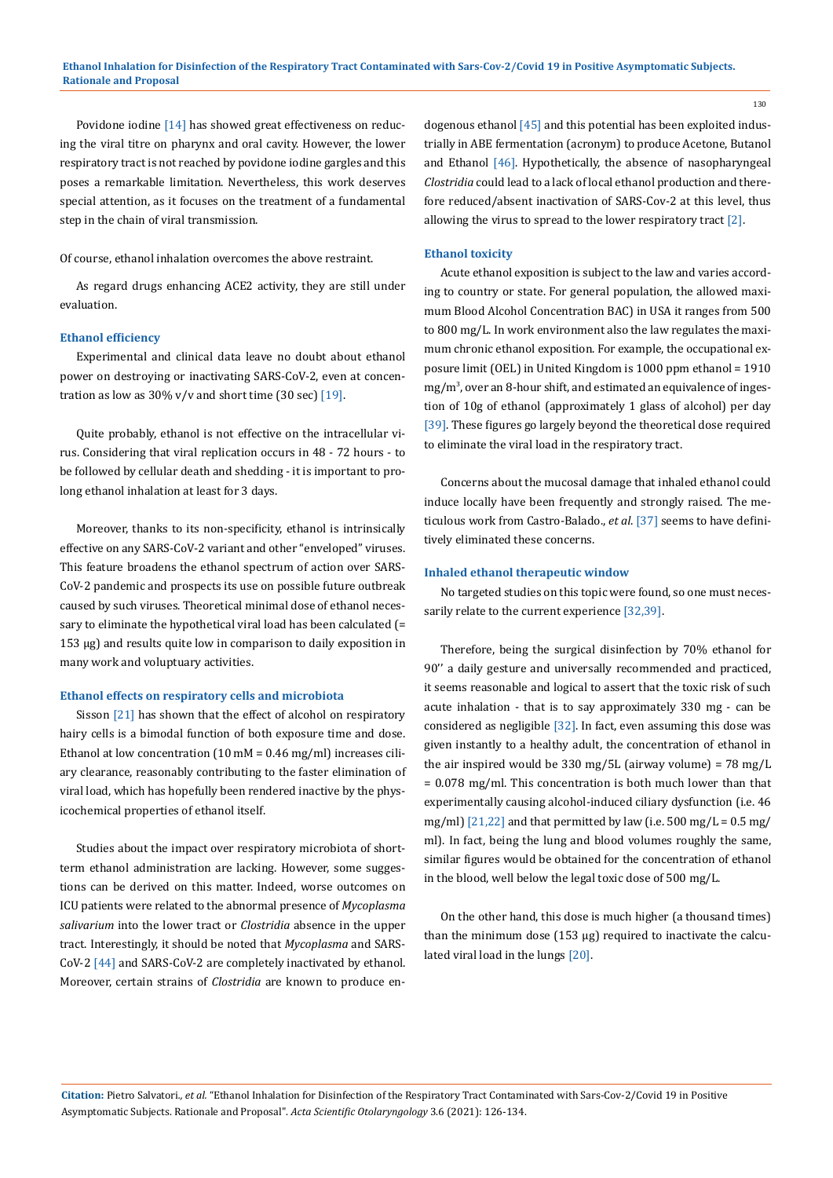Povidone iodine [14] has showed great effectiveness on reducing the viral titre on pharynx and oral cavity. However, the lower respiratory tract is not reached by povidone iodine gargles and this poses a remarkable limitation. Nevertheless, this work deserves special attention, as it focuses on the treatment of a fundamental step in the chain of viral transmission.

Of course, ethanol inhalation overcomes the above restraint.

As regard drugs enhancing ACE2 activity, they are still under evaluation.

### Ethanol efficiency

Experimental and clinical data leave no doubt about ethanol power on destroying or inactivating SARS-CoV-2, even at concentration as low as 30% v/v and short time (30 sec) [19].

Quite probably, ethanol is not effective on the intracellular virus. Considering that viral replication occurs in 48 - 72 hours - to be followed by cellular death and shedding - it is important to prolong ethanol inhalation at least for 3 days.

Moreover, thanks to its non-specificity, ethanol is intrinsically effective on any SARS-CoV-2 variant and other "enveloped" viruses. This feature broadens the ethanol spectrum of action over SARS-CoV-2 pandemic and prospects its use on possible future outbreak caused by such viruses. Theoretical minimal dose of ethanol necessary to eliminate the hypothetical viral load has been calculated (= 153 μg) and results quite low in comparison to daily exposition in many work and voluptuary activities.

### Ethanol effects on respiratory cells and microbiota

Sisson [21] has shown that the effect of alcohol on respiratory hairy cells is a bimodal function of both exposure time and dose. Ethanol at low concentration (10 mM = 0.46 mg/ml) increases ciliary clearance, reasonably contributing to the faster elimination of viral load, which has hopefully been rendered inactive by the physicochemical properties of ethanol itself.

Studies about the impact over respiratory microbiota of short-term ethanol administration are lacking. However, some suggestions can be derived on this matter. Indeed, worse outcomes on ICU patients were related to the abnormal presence of *Mycoplasma salivarium* into the lower tract or *Clostridia* absence in the upper tract. Interestingly, it should be noted that *Mycoplasma* and SARS-CoV-2 [44] and SARS-CoV-2 are completely inactivated by ethanol. Moreover, certain strains of *Clostridia* are known to produce endogenous ethanol [45] and this potential has been exploited industrially in ABE fermentation (acronym) to produce Acetone, Butanol and Ethanol [46]. Hypothetically, the absence of nasopharyngeal *Clostridia* could lead to a lack of local ethanol production and therefore reduced/absent inactivation of SARS-CoV-2 at this level, thus allowing the virus to spread to the lower respiratory tract [2].

### Ethanol toxicity

Acute ethanol exposition is subject to the law and varies according to country or state. For general population, the allowed maximum Blood Alcohol Concentration BAC) in USA it ranges from 500 to 800 mg/L. In work environment also the law regulates the maximum chronic ethanol exposition. For example, the occupational exposure limit (OEL) in United Kingdom is 1000 ppm ethanol = 1910 mg/m$^3$, over an 8-hour shift, and estimated an equivalence of ingestion of 10g of ethanol (approximately 1 glass of alcohol) per day [39]. These figures go largely beyond the theoretical dose required to eliminate the viral load in the respiratory tract.

Concerns about the mucosal damage that inhaled ethanol could induce locally have been frequently and strongly raised. The meticulous work from Castro-Balado., *et al*. [37] seems to have definitively eliminated these concerns.

### Inhaled ethanol therapeutic window

No targeted studies on this topic were found, so one must necessarily relate to the current experience [32,39].

Therefore, being the surgical disinfection by 70% ethanol for 90'' a daily gesture and universally recommended and practiced, it seems reasonable and logical to assert that the toxic risk of such acute inhalation - that is to say approximately 330 mg - can be considered as negligible [32]. In fact, even assuming this dose was given instantly to a healthy adult, the concentration of ethanol in the air inspired would be 330 mg/5L (airway volume) = 78 mg/L = 0.078 mg/ml. This concentration is both much lower than that experimentally causing alcohol-induced ciliary dysfunction (i.e. 46 mg/ml) [21,22] and that permitted by law (i.e. 500 mg/L = 0.5 mg/ml). In fact, being the lung and blood volumes roughly the same, similar figures would be obtained for the concentration of ethanol in the blood, well below the legal toxic dose of 500 mg/L.

On the other hand, this dose is much higher (a thousand times) than the minimum dose (153 μg) required to inactivate the calculated viral load in the lungs [20].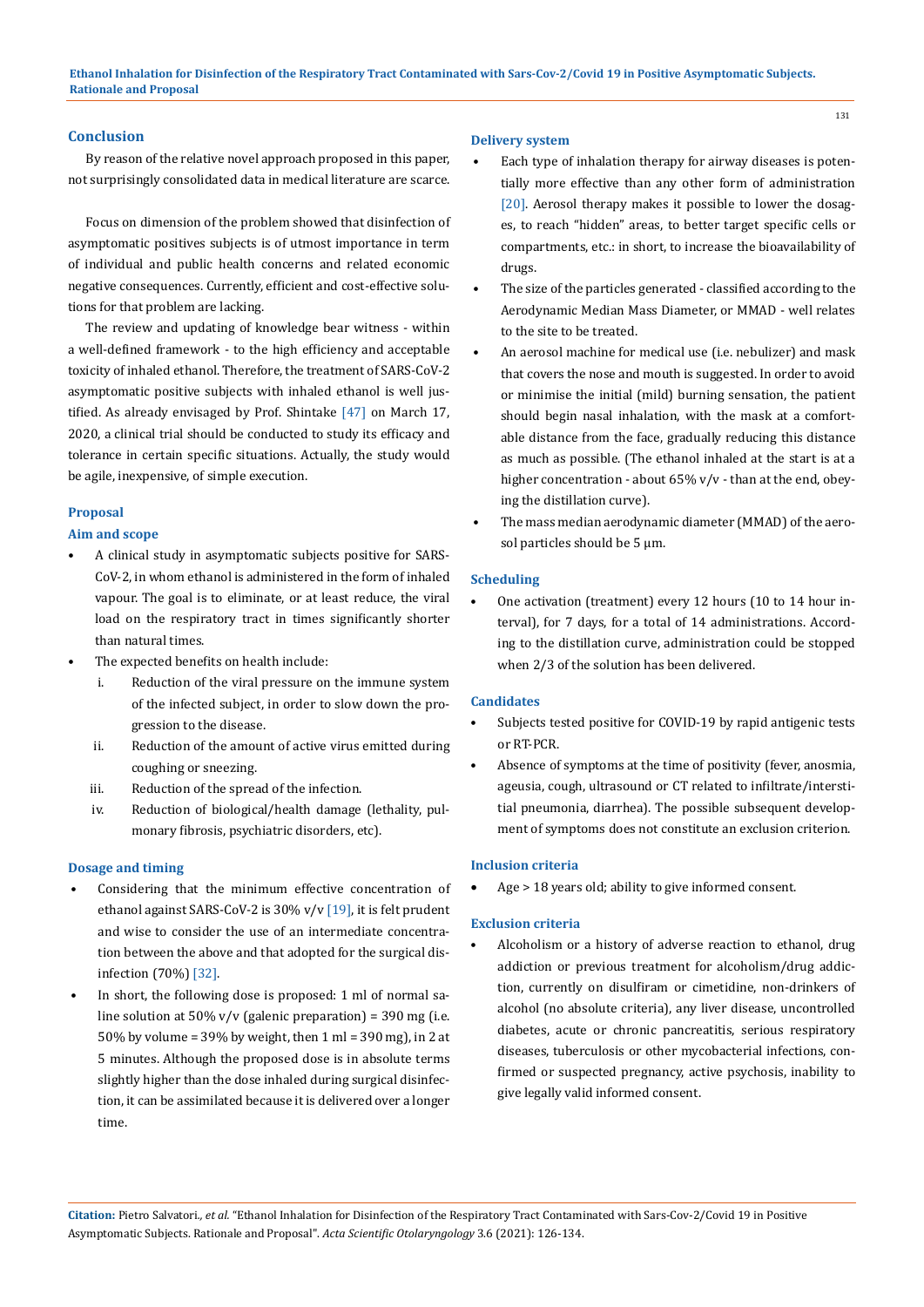## Conclusion

By reason of the relative novel approach proposed in this paper, not surprisingly consolidated data in medical literature are scarce.

Focus on dimension of the problem showed that disinfection of asymptomatic positives subjects is of utmost importance in term of individual and public health concerns and related economic negative consequences. Currently, efficient and cost-effective solutions for that problem are lacking.

The review and updating of knowledge bear witness - within a well-defined framework - to the high efficiency and acceptable toxicity of inhaled ethanol. Therefore, the treatment of SARS-CoV-2 asymptomatic positive subjects with inhaled ethanol is well justified. As already envisaged by Prof. Shintake [47] on March 17, 2020, a clinical trial should be conducted to study its efficacy and tolerance in certain specific situations. Actually, the study would be agile, inexpensive, of simple execution.

## Proposal

### Aim and scope

- A clinical study in asymptomatic subjects positive for SARS-CoV-2, in whom ethanol is administered in the form of inhaled vapour. The goal is to eliminate, or at least reduce, the viral load on the respiratory tract in times significantly shorter than natural times.
- The expected benefits on health include:
  i. Reduction of the viral pressure on the immune system of the infected subject, in order to slow down the progression to the disease.
  ii. Reduction of the amount of active virus emitted during coughing or sneezing.
  iii. Reduction of the spread of the infection.
  iv. Reduction of biological/health damage (lethality, pulmonary fibrosis, psychiatric disorders, etc).

### Dosage and timing

- Considering that the minimum effective concentration of ethanol against SARS-CoV-2 is 30% v/v [19], it is felt prudent and wise to consider the use of an intermediate concentration between the above and that adopted for the surgical disinfection (70%) [32].
- In short, the following dose is proposed: 1 ml of normal saline solution at 50% v/v (galenic preparation) = 390 mg (i.e. 50% by volume = 39% by weight, then 1 ml = 390 mg), in 2 at 5 minutes. Although the proposed dose is in absolute terms slightly higher than the dose inhaled during surgical disinfection, it can be assimilated because it is delivered over a longer time.

### Delivery system

- Each type of inhalation therapy for airway diseases is potentially more effective than any other form of administration [20]. Aerosol therapy makes it possible to lower the dosages, to reach "hidden" areas, to better target specific cells or compartments, etc.: in short, to increase the bioavailability of drugs.
- The size of the particles generated - classified according to the Aerodynamic Median Mass Diameter, or MMAD - well relates to the site to be treated.
- An aerosol machine for medical use (i.e. nebulizer) and mask that covers the nose and mouth is suggested. In order to avoid or minimise the initial (mild) burning sensation, the patient should begin nasal inhalation, with the mask at a comfortable distance from the face, gradually reducing this distance as much as possible. (The ethanol inhaled at the start is at a higher concentration - about 65% v/v - than at the end, obeying the distillation curve).
- The mass median aerodynamic diameter (MMAD) of the aerosol particles should be 5 μm.

### Scheduling

- One activation (treatment) every 12 hours (10 to 14 hour interval), for 7 days, for a total of 14 administrations. According to the distillation curve, administration could be stopped when 2/3 of the solution has been delivered.

### Candidates

- Subjects tested positive for COVID-19 by rapid antigenic tests or RT-PCR.
- Absence of symptoms at the time of positivity (fever, anosmia, ageusia, cough, ultrasound or CT related to infiltrate/interstitial pneumonia, diarrhea). The possible subsequent development of symptoms does not constitute an exclusion criterion.

### Inclusion criteria

- Age > 18 years old; ability to give informed consent.

### Exclusion criteria

- Alcoholism or a history of adverse reaction to ethanol, drug addiction or previous treatment for alcoholism/drug addiction, currently on disulfiram or cimetidine, non-drinkers of alcohol (no absolute criteria), any liver disease, uncontrolled diabetes, acute or chronic pancreatitis, serious respiratory diseases, tuberculosis or other mycobacterial infections, confirmed or suspected pregnancy, active psychosis, inability to give legally valid informed consent.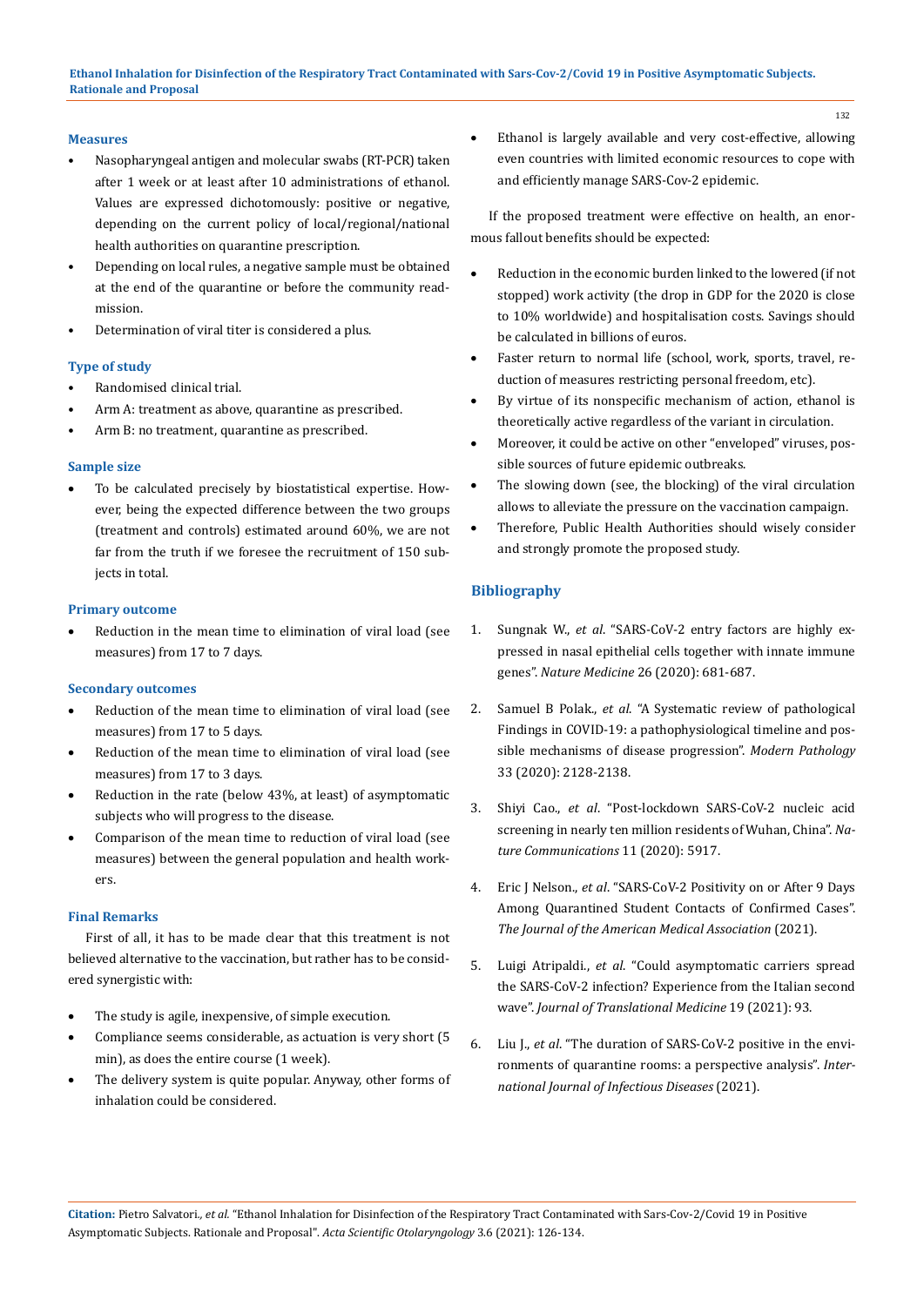### Measures

- Nasopharyngeal antigen and molecular swabs (RT-PCR) taken after 1 week or at least after 10 administrations of ethanol. Values are expressed dichotomously: positive or negative, depending on the current policy of local/regional/national health authorities on quarantine prescription.
- Depending on local rules, a negative sample must be obtained at the end of the quarantine or before the community readmission.
- Determination of viral titer is considered a plus.

### Type of study

- Randomised clinical trial.
- Arm A: treatment as above, quarantine as prescribed.
- Arm B: no treatment, quarantine as prescribed.

### Sample size

- To be calculated precisely by biostatistical expertise. However, being the expected difference between the two groups (treatment and controls) estimated around 60%, we are not far from the truth if we foresee the recruitment of 150 subjects in total.

### Primary outcome

- Reduction in the mean time to elimination of viral load (see measures) from 17 to 7 days.

### Secondary outcomes

- Reduction of the mean time to elimination of viral load (see measures) from 17 to 5 days.
- Reduction of the mean time to elimination of viral load (see measures) from 17 to 3 days.
- Reduction in the rate (below 43%, at least) of asymptomatic subjects who will progress to the disease.
- Comparison of the mean time to reduction of viral load (see measures) between the general population and health workers.

### Final Remarks

First of all, it has to be made clear that this treatment is not believed alternative to the vaccination, but rather has to be considered synergistic with:

- The study is agile, inexpensive, of simple execution.
- Compliance seems considerable, as actuation is very short (5 min), as does the entire course (1 week).
- The delivery system is quite popular. Anyway, other forms of inhalation could be considered.
- Ethanol is largely available and very cost-effective, allowing even countries with limited economic resources to cope with and efficiently manage SARS-Cov-2 epidemic.

If the proposed treatment were effective on health, an enormous fallout benefits should be expected:

- Reduction in the economic burden linked to the lowered (if not stopped) work activity (the drop in GDP for the 2020 is close to 10% worldwide) and hospitalisation costs. Savings should be calculated in billions of euros.
- Faster return to normal life (school, work, sports, travel, reduction of measures restricting personal freedom, etc).
- By virtue of its nonspecific mechanism of action, ethanol is theoretically active regardless of the variant in circulation.
- Moreover, it could be active on other "enveloped" viruses, possible sources of future epidemic outbreaks.
- The slowing down (see, the blocking) of the viral circulation allows to alleviate the pressure on the vaccination campaign.
- Therefore, Public Health Authorities should wisely consider and strongly promote the proposed study.

## Bibliography

1. Sungnak W., *et al*. "SARS-CoV-2 entry factors are highly expressed in nasal epithelial cells together with innate immune genes". *Nature Medicine* 26 (2020): 681-687.
2. Samuel B Polak., *et al*. "A Systematic review of pathological Findings in COVID-19: a pathophysiological timeline and possible mechanisms of disease progression". *Modern Pathology* 33 (2020): 2128-2138.
3. Shiyi Cao., *et al*. "Post-lockdown SARS-CoV-2 nucleic acid screening in nearly ten million residents of Wuhan, China". *Nature Communications* 11 (2020): 5917.
4. Eric J Nelson., *et al*. "SARS-CoV-2 Positivity on or After 9 Days Among Quarantined Student Contacts of Confirmed Cases". *The Journal of the American Medical Association* (2021).
5. Luigi Atripaldi., *et al*. "Could asymptomatic carriers spread the SARS-CoV-2 infection? Experience from the Italian second wave". *Journal of Translational Medicine* 19 (2021): 93.
6. Liu J., *et al*. "The duration of SARS-CoV-2 positive in the environments of quarantine rooms: a perspective analysis". *International Journal of Infectious Diseases* (2021).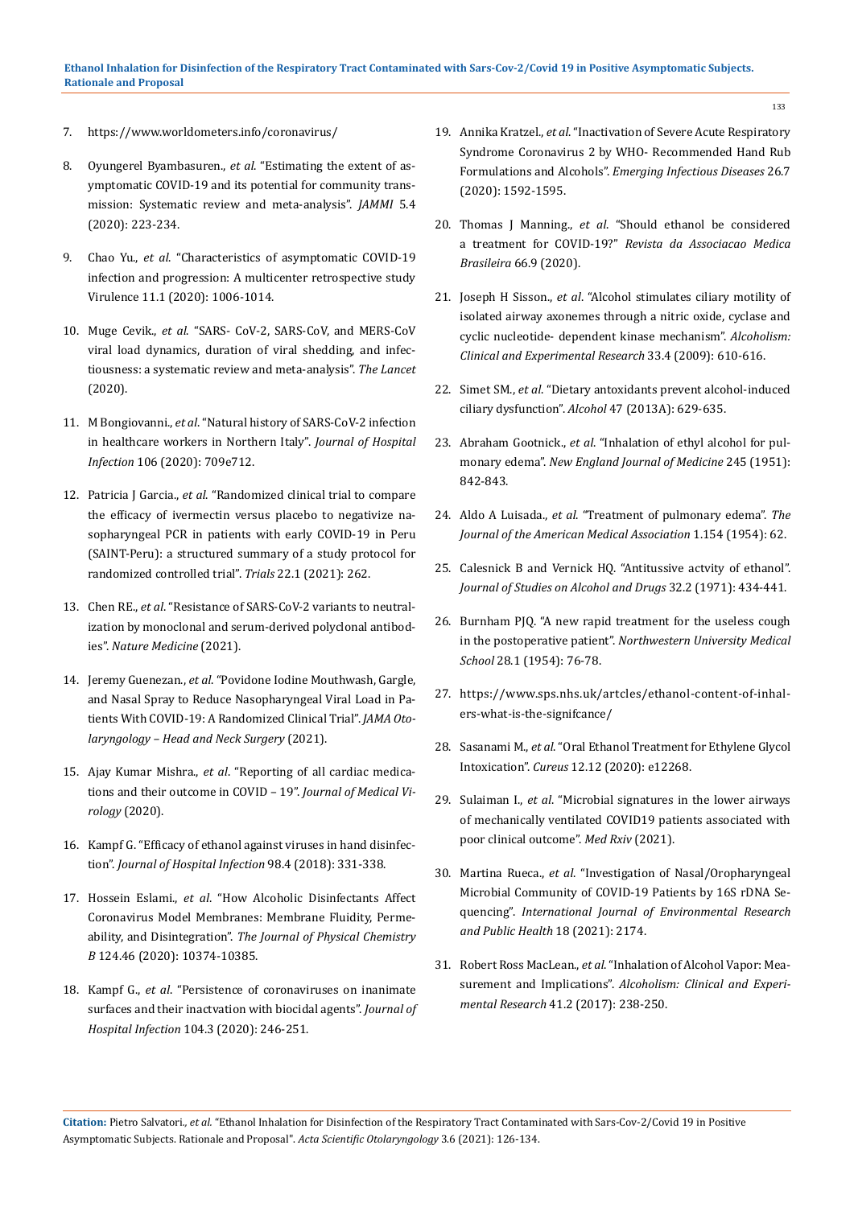7. https://www.worldometers.info/coronavirus/
8. Oyungerel Byambasuren., *et al*. "Estimating the extent of asymptomatic COVID-19 and its potential for community transmission: Systematic review and meta-analysis". *JAMMI* 5.4 (2020): 223-234.
9. Chao Yu., *et al*. "Characteristics of asymptomatic COVID-19 infection and progression: A multicenter retrospective study Virulence 11.1 (2020): 1006-1014.
10. Muge Cevik., *et al*. "SARS- CoV-2, SARS-CoV, and MERS-CoV viral load dynamics, duration of viral shedding, and infectiousness: a systematic review and meta-analysis". *The Lancet* (2020).
11. M Bongiovanni., *et al*. "Natural history of SARS-CoV-2 infection in healthcare workers in Northern Italy". *Journal of Hospital Infection* 106 (2020): 709e712.
12. Patricia J Garcia., *et al*. "Randomized clinical trial to compare the efficacy of ivermectin versus placebo to negativize nasopharyngeal PCR in patients with early COVID-19 in Peru (SAINT-Peru): a structured summary of a study protocol for randomized controlled trial". *Trials* 22.1 (2021): 262.
13. Chen RE., *et al*. "Resistance of SARS-CoV-2 variants to neutralization by monoclonal and serum-derived polyclonal antibodies". *Nature Medicine* (2021).
14. Jeremy Guenezan., *et al*. "Povidone Iodine Mouthwash, Gargle, and Nasal Spray to Reduce Nasopharyngeal Viral Load in Patients With COVID-19: A Randomized Clinical Trial". *JAMA Otolaryngology – Head and Neck Surgery* (2021).
15. Ajay Kumar Mishra., *et al*. "Reporting of all cardiac medications and their outcome in COVID – 19". *Journal of Medical Virology* (2020).
16. Kampf G. "Efficacy of ethanol against viruses in hand disinfection". *Journal of Hospital Infection* 98.4 (2018): 331-338.
17. Hossein Eslami., *et al*. "How Alcoholic Disinfectants Affect Coronavirus Model Membranes: Membrane Fluidity, Permeability, and Disintegration". *The Journal of Physical Chemistry B* 124.46 (2020): 10374-10385.
18. Kampf G., *et al*. "Persistence of coronaviruses on inanimate surfaces and their inactvation with biocidal agents". *Journal of Hospital Infection* 104.3 (2020): 246-251.
19. Annika Kratzel., *et al*. "Inactivation of Severe Acute Respiratory Syndrome Coronavirus 2 by WHO- Recommended Hand Rub Formulations and Alcohols". *Emerging Infectious Diseases* 26.7 (2020): 1592-1595.
20. Thomas J Manning., *et al*. "Should ethanol be considered a treatment for COVID-19?" *Revista da Associacao Medica Brasileira* 66.9 (2020).
21. Joseph H Sisson., *et al*. "Alcohol stimulates ciliary motility of isolated airway axonemes through a nitric oxide, cyclase and cyclic nucleotide- dependent kinase mechanism". *Alcoholism: Clinical and Experimental Research* 33.4 (2009): 610-616.
22. Simet SM., *et al*. "Dietary antoxidants prevent alcohol-induced ciliary dysfunction". *Alcohol* 47 (2013A): 629-635.
23. Abraham Gootnick., *et al*. "Inhalation of ethyl alcohol for pulmonary edema". *New England Journal of Medicine* 245 (1951): 842-843.
24. Aldo A Luisada., *et al*. "Treatment of pulmonary edema". *The Journal of the American Medical Association* 1.154 (1954): 62.
25. Calesnick B and Vernick HQ. "Antitussive actvity of ethanol". *Journal of Studies on Alcohol and Drugs* 32.2 (1971): 434-441.
26. Burnham PJQ. "A new rapid treatment for the useless cough in the postoperative patient". *Northwestern University Medical School* 28.1 (1954): 76-78.
27. https://www.sps.nhs.uk/artcles/ethanol-content-of-inhalers-what-is-the-signifcance/
28. Sasanami M., *et al*. "Oral Ethanol Treatment for Ethylene Glycol Intoxication". *Cureus* 12.12 (2020): e12268.
29. Sulaiman I., *et al*. "Microbial signatures in the lower airways of mechanically ventilated COVID19 patients associated with poor clinical outcome". *Med Rxiv* (2021).
30. Martina Rueca., *et al*. "Investigation of Nasal/Oropharyngeal Microbial Community of COVID-19 Patients by 16S rDNA Sequencing". *International Journal of Environmental Research and Public Health* 18 (2021): 2174.
31. Robert Ross MacLean., *et al*. "Inhalation of Alcohol Vapor: Measurement and Implications". *Alcoholism: Clinical and Experimental Research* 41.2 (2017): 238-250.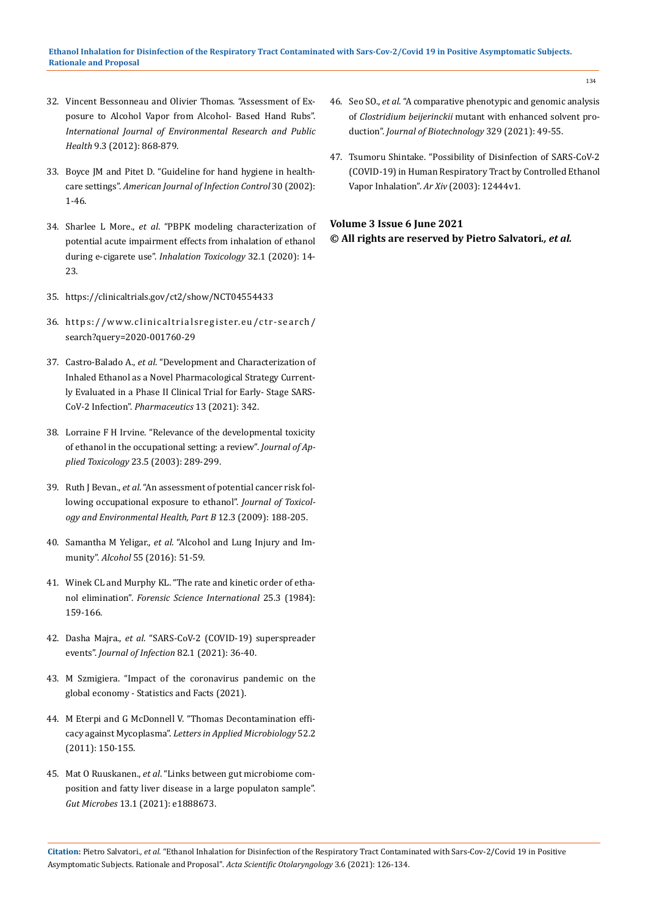32. Vincent Bessonneau and Olivier Thomas. "Assessment of Exposure to Alcohol Vapor from Alcohol- Based Hand Rubs". *International Journal of Environmental Research and Public Health* 9.3 (2012): 868-879.

33. Boyce JM and Pitet D. "Guideline for hand hygiene in healthcare settings". *American Journal of Infection Control* 30 (2002): 1-46.

34. Sharlee L More., *et al*. "PBPK modeling characterization of potential acute impairment effects from inhalation of ethanol during e-cigarete use". *Inhalation Toxicology* 32.1 (2020): 14-23.

35. https://clinicaltrials.gov/ct2/show/NCT04554433

36. https://www.clinicaltrialsregister.eu/ctr-search/search?query=2020-001760-29

37. Castro-Balado A., *et al*. "Development and Characterization of Inhaled Ethanol as a Novel Pharmacological Strategy Currently Evaluated in a Phase II Clinical Trial for Early- Stage SARS-CoV-2 Infection". *Pharmaceutics* 13 (2021): 342.

38. Lorraine F H Irvine. "Relevance of the developmental toxicity of ethanol in the occupational setting: a review". *Journal of Applied Toxicology* 23.5 (2003): 289-299.

39. Ruth J Bevan., *et al*. "An assessment of potential cancer risk following occupational exposure to ethanol". *Journal of Toxicology and Environmental Health, Part B* 12.3 (2009): 188-205.

40. Samantha M Yeligar., *et al*. "Alcohol and Lung Injury and Immunity". *Alcohol* 55 (2016): 51-59.

41. Winek CL and Murphy KL. "The rate and kinetic order of ethanol elimination". *Forensic Science International* 25.3 (1984): 159-166.

42. Dasha Majra., *et al*. "SARS-CoV-2 (COVID-19) superspreader events". *Journal of Infection* 82.1 (2021): 36-40.

43. M Szmigiera. "Impact of the coronavirus pandemic on the global economy - Statistics and Facts (2021).

44. M Eterpi and G McDonnell V. "Thomas Decontamination efficacy against Mycoplasma". *Letters in Applied Microbiology* 52.2 (2011): 150-155.

45. Mat O Ruuskanen., *et al*. "Links between gut microbiome composition and fatty liver disease in a large populaton sample". *Gut Microbes* 13.1 (2021): e1888673.

46. Seo SO., *et al*. "A comparative phenotypic and genomic analysis of *Clostridium beijerinckii* mutant with enhanced solvent production". *Journal of Biotechnology* 329 (2021): 49-55.

47. Tsumoru Shintake. "Possibility of Disinfection of SARS-CoV-2 (COVID-19) in Human Respiratory Tract by Controlled Ethanol Vapor Inhalation". *Ar Xiv* (2003): 12444v1.

**Volume 3 Issue 6 June 2021**
**© All rights are reserved by Pietro Salvatori., *et al.***